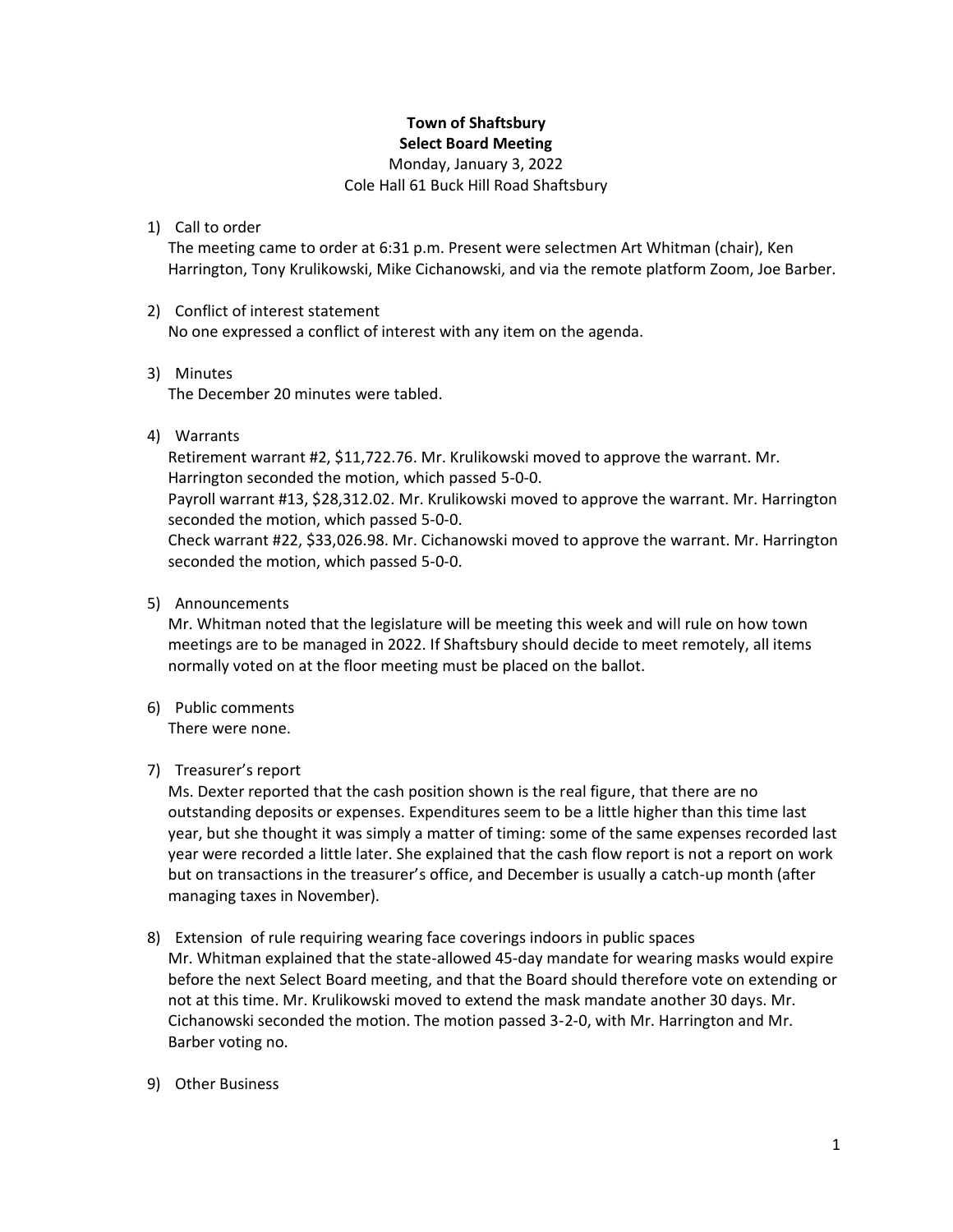**Town of Shaftsbury**
**Select Board Meeting**
Monday, January 3, 2022
Cole Hall 61 Buck Hill Road Shaftsbury

1) Call to order
   The meeting came to order at 6:31 p.m. Present were selectmen Art Whitman (chair), Ken Harrington, Tony Krulikowski, Mike Cichanowski, and via the remote platform Zoom, Joe Barber.

2) Conflict of interest statement
   No one expressed a conflict of interest with any item on the agenda.

3) Minutes
   The December 20 minutes were tabled.

4) Warrants
   Retirement warrant #2, $11,722.76. Mr. Krulikowski moved to approve the warrant. Mr. Harrington seconded the motion, which passed 5-0-0.
   Payroll warrant #13, $28,312.02. Mr. Krulikowski moved to approve the warrant. Mr. Harrington seconded the motion, which passed 5-0-0.
   Check warrant #22, $33,026.98. Mr. Cichanowski moved to approve the warrant. Mr. Harrington seconded the motion, which passed 5-0-0.

5) Announcements
   Mr. Whitman noted that the legislature will be meeting this week and will rule on how town meetings are to be managed in 2022. If Shaftsbury should decide to meet remotely, all items normally voted on at the floor meeting must be placed on the ballot.

6) Public comments
   There were none.

7) Treasurer's report
   Ms. Dexter reported that the cash position shown is the real figure, that there are no outstanding deposits or expenses. Expenditures seem to be a little higher than this time last year, but she thought it was simply a matter of timing: some of the same expenses recorded last year were recorded a little later. She explained that the cash flow report is not a report on work but on transactions in the treasurer's office, and December is usually a catch-up month (after managing taxes in November).

8) Extension of rule requiring wearing face coverings indoors in public spaces
   Mr. Whitman explained that the state-allowed 45-day mandate for wearing masks would expire before the next Select Board meeting, and that the Board should therefore vote on extending or not at this time. Mr. Krulikowski moved to extend the mask mandate another 30 days. Mr. Cichanowski seconded the motion. The motion passed 3-2-0, with Mr. Harrington and Mr. Barber voting no.

9) Other Business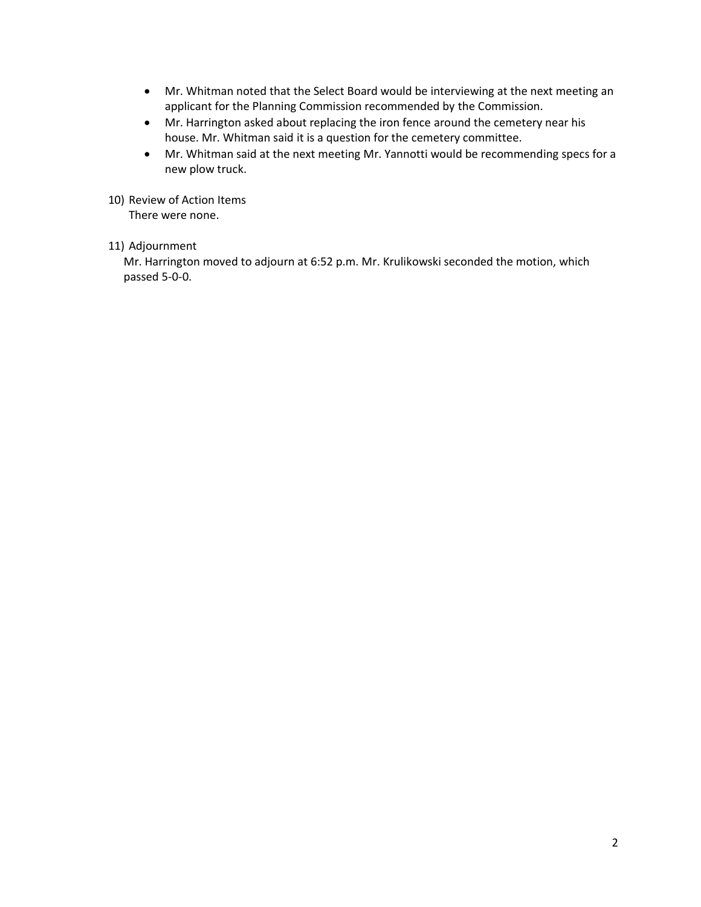- Mr. Whitman noted that the Select Board would be interviewing at the next meeting an applicant for the Planning Commission recommended by the Commission.
- Mr. Harrington asked about replacing the iron fence around the cemetery near his house. Mr. Whitman said it is a question for the cemetery committee.
- Mr. Whitman said at the next meeting Mr. Yannotti would be recommending specs for a new plow truck.

10) Review of Action Items
    There were none.

11) Adjournment
    Mr. Harrington moved to adjourn at 6:52 p.m. Mr. Krulikowski seconded the motion, which passed 5-0-0.